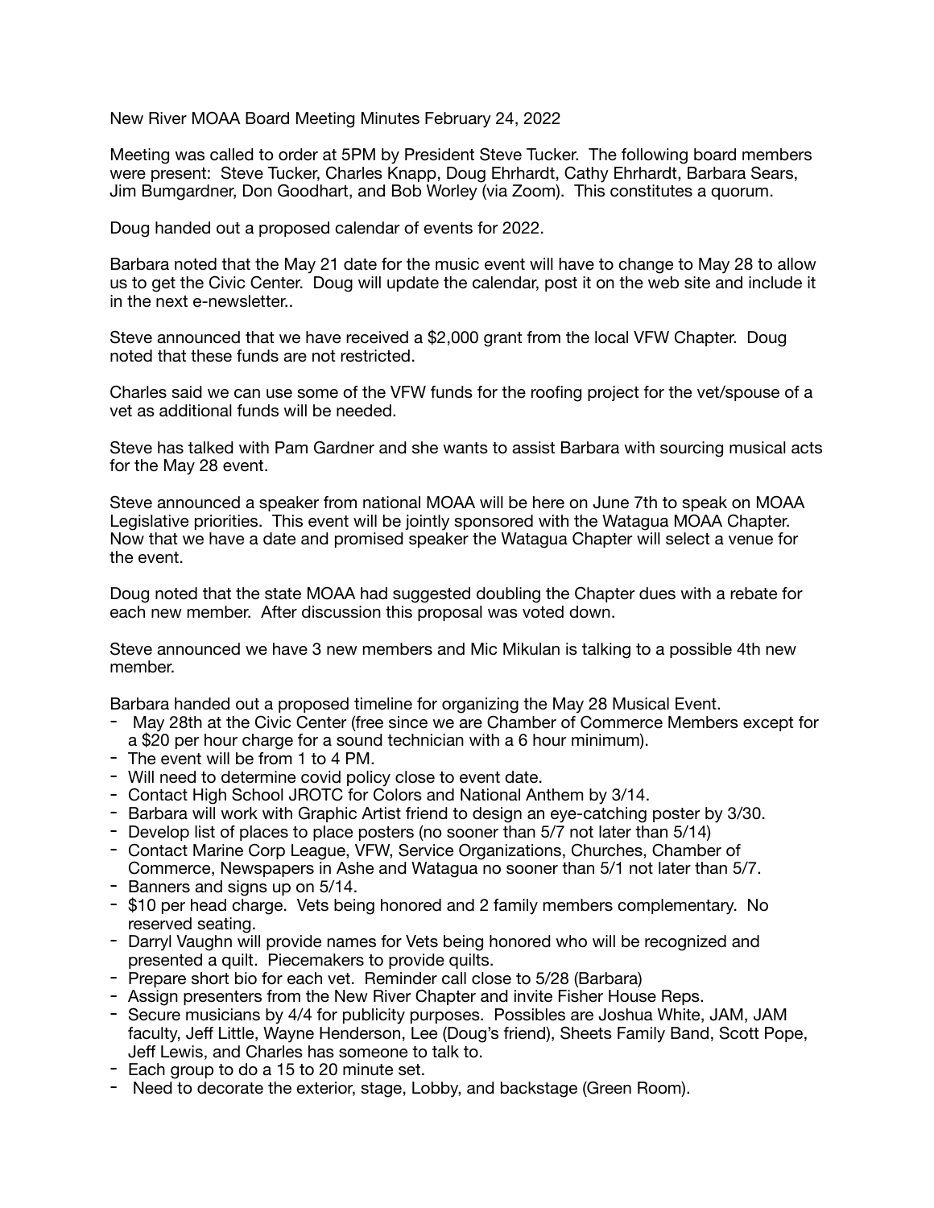New River MOAA Board Meeting Minutes February 24, 2022

Meeting was called to order at 5PM by President Steve Tucker. The following board members were present: Steve Tucker, Charles Knapp, Doug Ehrhardt, Cathy Ehrhardt, Barbara Sears, Jim Bumgardner, Don Goodhart, and Bob Worley (via Zoom). This constitutes a quorum.

Doug handed out a proposed calendar of events for 2022.

Barbara noted that the May 21 date for the music event will have to change to May 28 to allow us to get the Civic Center. Doug will update the calendar, post it on the web site and include it in the next e-newsletter..

Steve announced that we have received a $2,000 grant from the local VFW Chapter. Doug noted that these funds are not restricted.

Charles said we can use some of the VFW funds for the roofing project for the vet/spouse of a vet as additional funds will be needed.

Steve has talked with Pam Gardner and she wants to assist Barbara with sourcing musical acts for the May 28 event.

Steve announced a speaker from national MOAA will be here on June 7th to speak on MOAA Legislative priorities. This event will be jointly sponsored with the Watagua MOAA Chapter. Now that we have a date and promised speaker the Watagua Chapter will select a venue for the event.

Doug noted that the state MOAA had suggested doubling the Chapter dues with a rebate for each new member. After discussion this proposal was voted down.

Steve announced we have 3 new members and Mic Mikulan is talking to a possible 4th new member.

Barbara handed out a proposed timeline for organizing the May 28 Musical Event.

- May 28th at the Civic Center (free since we are Chamber of Commerce Members except for a $20 per hour charge for a sound technician with a 6 hour minimum).
- The event will be from 1 to 4 PM.
- Will need to determine covid policy close to event date.
- Contact High School JROTC for Colors and National Anthem by 3/14.
- Barbara will work with Graphic Artist friend to design an eye-catching poster by 3/30.
- Develop list of places to place posters (no sooner than 5/7 not later than 5/14)
- Contact Marine Corp League, VFW, Service Organizations, Churches, Chamber of Commerce, Newspapers in Ashe and Watagua no sooner than 5/1 not later than 5/7.
- Banners and signs up on 5/14.
- $10 per head charge. Vets being honored and 2 family members complementary. No reserved seating.
- Darryl Vaughn will provide names for Vets being honored who will be recognized and presented a quilt. Piecemakers to provide quilts.
- Prepare short bio for each vet. Reminder call close to 5/28 (Barbara)
- Assign presenters from the New River Chapter and invite Fisher House Reps.
- Secure musicians by 4/4 for publicity purposes. Possibles are Joshua White, JAM, JAM faculty, Jeff Little, Wayne Henderson, Lee (Doug's friend), Sheets Family Band, Scott Pope, Jeff Lewis, and Charles has someone to talk to.
- Each group to do a 15 to 20 minute set.
- Need to decorate the exterior, stage, Lobby, and backstage (Green Room).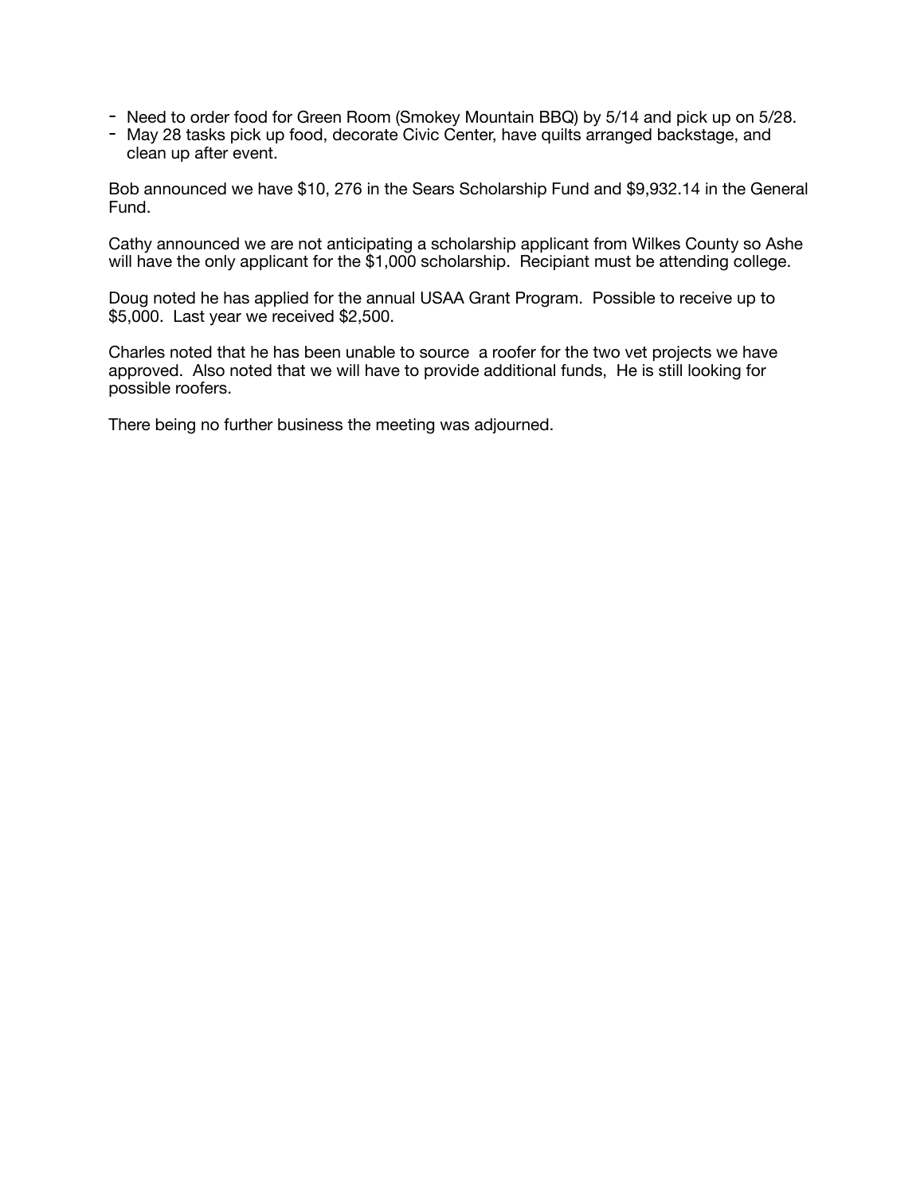- Need to order food for Green Room (Smokey Mountain BBQ) by 5/14 and pick up on 5/28.
- May 28 tasks pick up food, decorate Civic Center, have quilts arranged backstage, and clean up after event.

Bob announced we have $10, 276 in the Sears Scholarship Fund and $9,932.14 in the General Fund.

Cathy announced we are not anticipating a scholarship applicant from Wilkes County so Ashe will have the only applicant for the $1,000 scholarship. Recipiant must be attending college.

Doug noted he has applied for the annual USAA Grant Program. Possible to receive up to $5,000. Last year we received $2,500.

Charles noted that he has been unable to source a roofer for the two vet projects we have approved. Also noted that we will have to provide additional funds, He is still looking for possible roofers.

There being no further business the meeting was adjourned.